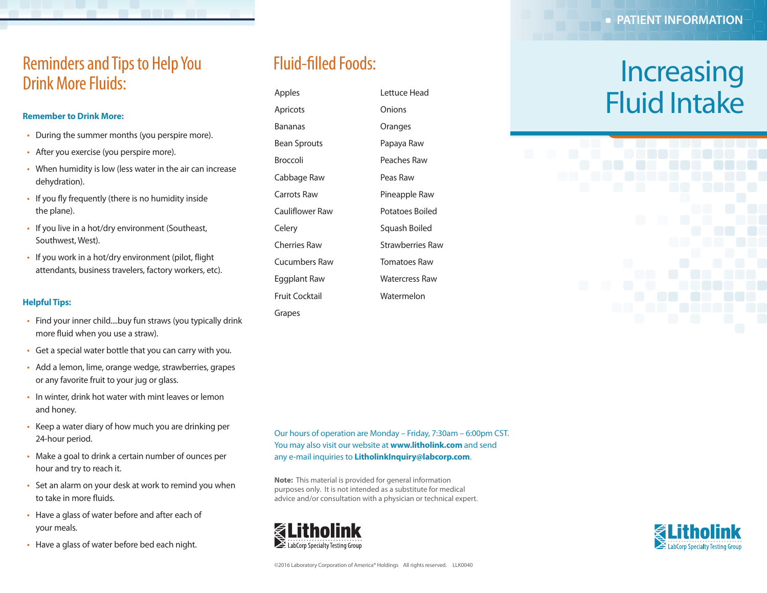PATIENT INFORMATION

# Increasing Fluid Intake

## Reminders and Tips to Help You Drink More Fluids:

### Remember to Drink More:

- During the summer months (you perspire more).
- After you exercise (you perspire more).
- When humidity is low (less water in the air can increase dehydration).
- If you fly frequently (there is no humidity inside the plane).
- If you live in a hot/dry environment (Southeast, Southwest, West).
- If you work in a hot/dry environment (pilot, flight attendants, business travelers, factory workers, etc).

### Helpful Tips:

- Find your inner child....buy fun straws (you typically drink more fluid when you use a straw).
- Get a special water bottle that you can carry with you.
- Add a lemon, lime, orange wedge, strawberries, grapes or any favorite fruit to your jug or glass.
- In winter, drink hot water with mint leaves or lemon and honey.
- Keep a water diary of how much you are drinking per 24-hour period.
- Make a goal to drink a certain number of ounces per hour and try to reach it.
- Set an alarm on your desk at work to remind you when to take in more fluids.
- Have a glass of water before and after each of your meals.
- Have a glass of water before bed each night.

## Fluid-filled Foods:

Apples
Apricots
Bananas
Bean Sprouts
Broccoli
Cabbage Raw
Carrots Raw
Cauliflower Raw
Celery
Cherries Raw
Cucumbers Raw
Eggplant Raw
Fruit Cocktail
Grapes
Lettuce Head
Onions
Oranges
Papaya Raw
Peaches Raw
Peas Raw
Pineapple Raw
Potatoes Boiled
Squash Boiled
Strawberries Raw
Tomatoes Raw
Watercress Raw
Watermelon

Our hours of operation are Monday – Friday, 7:30am – 6:00pm CST. You may also visit our website at **www.litholink.com** and send any e-mail inquiries to **LitholinkInquiry@labcorp.com**.

**Note:** This material is provided for general information purposes only. It is not intended as a substitute for medical advice and/or consultation with a physician or technical expert.

Litholink
LabCorp Specialty Testing Group

©2016 Laboratory Corporation of America® Holdings All rights reserved. LLK0040

Litholink
LabCorp Specialty Testing Group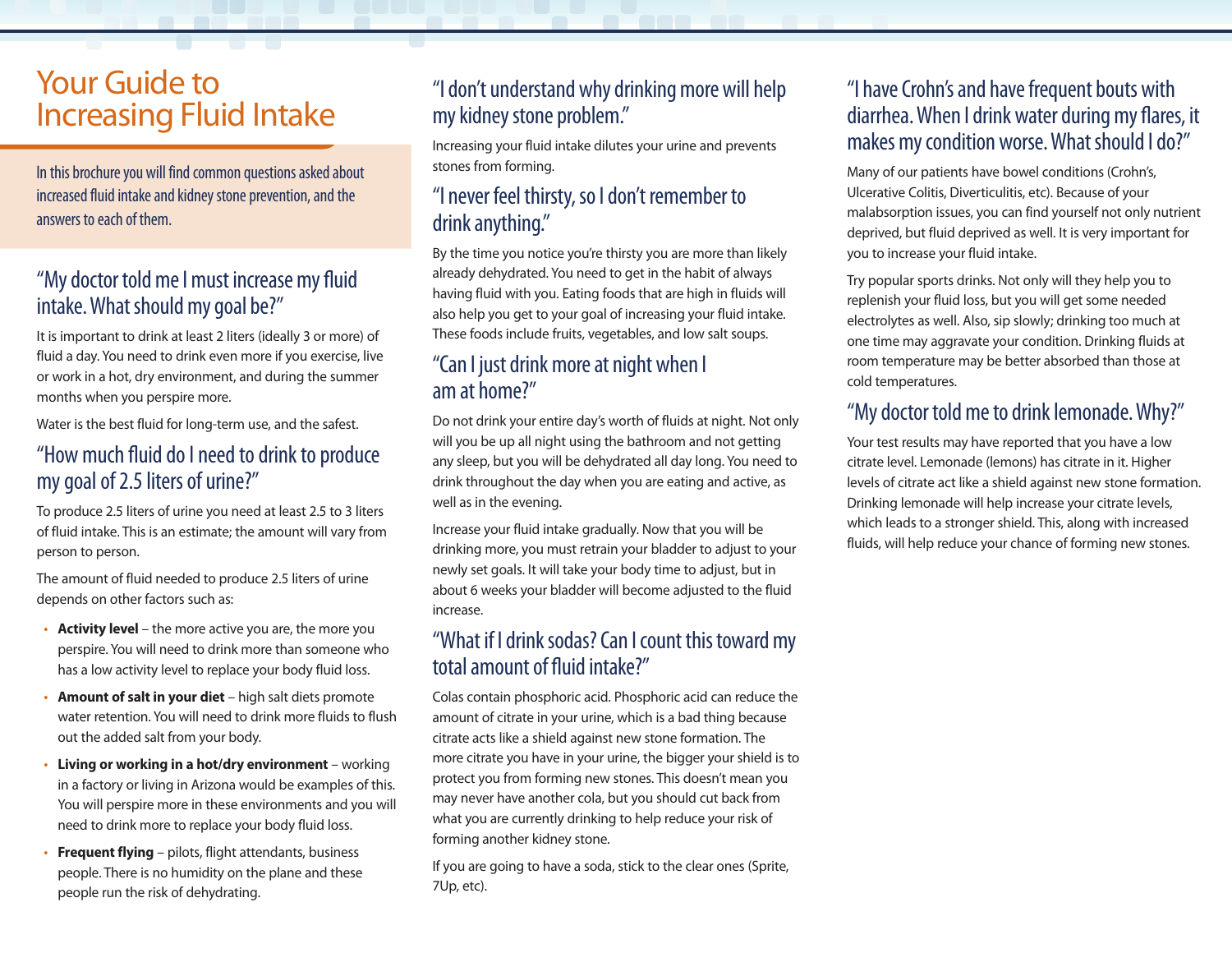# Your Guide to Increasing Fluid Intake

In this brochure you will find common questions asked about increased fluid intake and kidney stone prevention, and the answers to each of them.

## "My doctor told me I must increase my fluid intake. What should my goal be?"

It is important to drink at least 2 liters (ideally 3 or more) of fluid a day. You need to drink even more if you exercise, live or work in a hot, dry environment, and during the summer months when you perspire more.

Water is the best fluid for long-term use, and the safest.

## "How much fluid do I need to drink to produce my goal of 2.5 liters of urine?"

To produce 2.5 liters of urine you need at least 2.5 to 3 liters of fluid intake. This is an estimate; the amount will vary from person to person.

The amount of fluid needed to produce 2.5 liters of urine depends on other factors such as:

- **Activity level** – the more active you are, the more you perspire. You will need to drink more than someone who has a low activity level to replace your body fluid loss.
- **Amount of salt in your diet** – high salt diets promote water retention. You will need to drink more fluids to flush out the added salt from your body.
- **Living or working in a hot/dry environment** – working in a factory or living in Arizona would be examples of this. You will perspire more in these environments and you will need to drink more to replace your body fluid loss.
- **Frequent flying** – pilots, flight attendants, business people. There is no humidity on the plane and these people run the risk of dehydrating.

## "I don't understand why drinking more will help my kidney stone problem."

Increasing your fluid intake dilutes your urine and prevents stones from forming.

## "I never feel thirsty, so I don't remember to drink anything."

By the time you notice you're thirsty you are more than likely already dehydrated. You need to get in the habit of always having fluid with you. Eating foods that are high in fluids will also help you get to your goal of increasing your fluid intake. These foods include fruits, vegetables, and low salt soups.

## "Can I just drink more at night when I am at home?"

Do not drink your entire day's worth of fluids at night. Not only will you be up all night using the bathroom and not getting any sleep, but you will be dehydrated all day long. You need to drink throughout the day when you are eating and active, as well as in the evening.

Increase your fluid intake gradually. Now that you will be drinking more, you must retrain your bladder to adjust to your newly set goals. It will take your body time to adjust, but in about 6 weeks your bladder will become adjusted to the fluid increase.

## "What if I drink sodas? Can I count this toward my total amount of fluid intake?"

Colas contain phosphoric acid. Phosphoric acid can reduce the amount of citrate in your urine, which is a bad thing because citrate acts like a shield against new stone formation. The more citrate you have in your urine, the bigger your shield is to protect you from forming new stones. This doesn't mean you may never have another cola, but you should cut back from what you are currently drinking to help reduce your risk of forming another kidney stone.

If you are going to have a soda, stick to the clear ones (Sprite, 7Up, etc).

## "I have Crohn's and have frequent bouts with diarrhea. When I drink water during my flares, it makes my condition worse. What should I do?"

Many of our patients have bowel conditions (Crohn's, Ulcerative Colitis, Diverticulitis, etc). Because of your malabsorption issues, you can find yourself not only nutrient deprived, but fluid deprived as well. It is very important for you to increase your fluid intake.

Try popular sports drinks. Not only will they help you to replenish your fluid loss, but you will get some needed electrolytes as well. Also, sip slowly; drinking too much at one time may aggravate your condition. Drinking fluids at room temperature may be better absorbed than those at cold temperatures.

## "My doctor told me to drink lemonade. Why?"

Your test results may have reported that you have a low citrate level. Lemonade (lemons) has citrate in it. Higher levels of citrate act like a shield against new stone formation. Drinking lemonade will help increase your citrate levels, which leads to a stronger shield. This, along with increased fluids, will help reduce your chance of forming new stones.